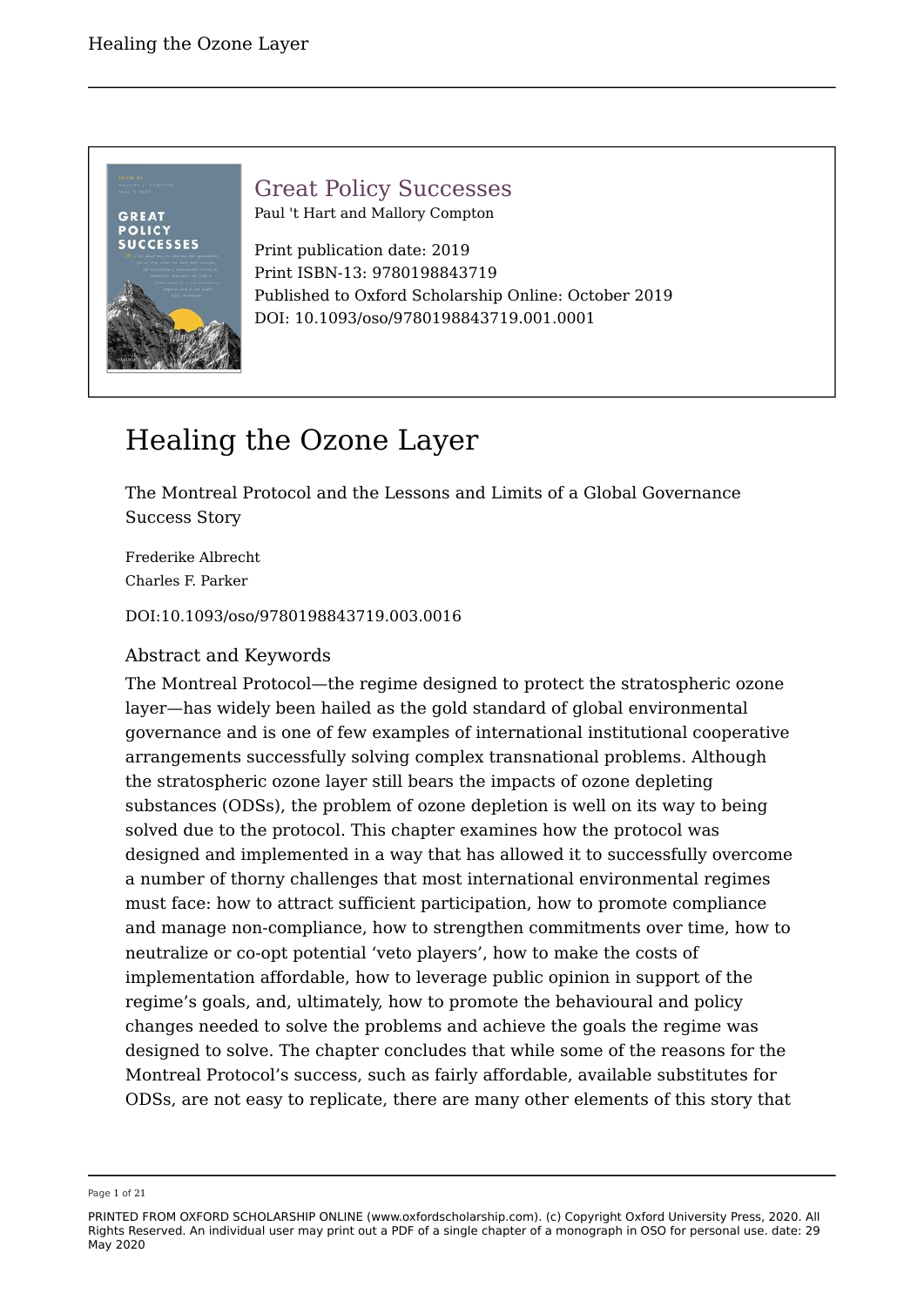Great Policy Successes
Paul 't Hart and Mallory Compton

Print publication date: 2019
Print ISBN-13: 9780198843719
Published to Oxford Scholarship Online: October 2019
DOI: 10.1093/oso/9780198843719.001.0001

# Healing the Ozone Layer

The Montreal Protocol and the Lessons and Limits of a Global Governance Success Story

Frederike Albrecht
Charles F. Parker

DOI:10.1093/oso/9780198843719.003.0016

## Abstract and Keywords

The Montreal Protocol—the regime designed to protect the stratospheric ozone layer—has widely been hailed as the gold standard of global environmental governance and is one of few examples of international institutional cooperative arrangements successfully solving complex transnational problems. Although the stratospheric ozone layer still bears the impacts of ozone depleting substances (ODSs), the problem of ozone depletion is well on its way to being solved due to the protocol. This chapter examines how the protocol was designed and implemented in a way that has allowed it to successfully overcome a number of thorny challenges that most international environmental regimes must face: how to attract sufficient participation, how to promote compliance and manage non-compliance, how to strengthen commitments over time, how to neutralize or co-opt potential 'veto players', how to make the costs of implementation affordable, how to leverage public opinion in support of the regime's goals, and, ultimately, how to promote the behavioural and policy changes needed to solve the problems and achieve the goals the regime was designed to solve. The chapter concludes that while some of the reasons for the Montreal Protocol's success, such as fairly affordable, available substitutes for ODSs, are not easy to replicate, there are many other elements of this story that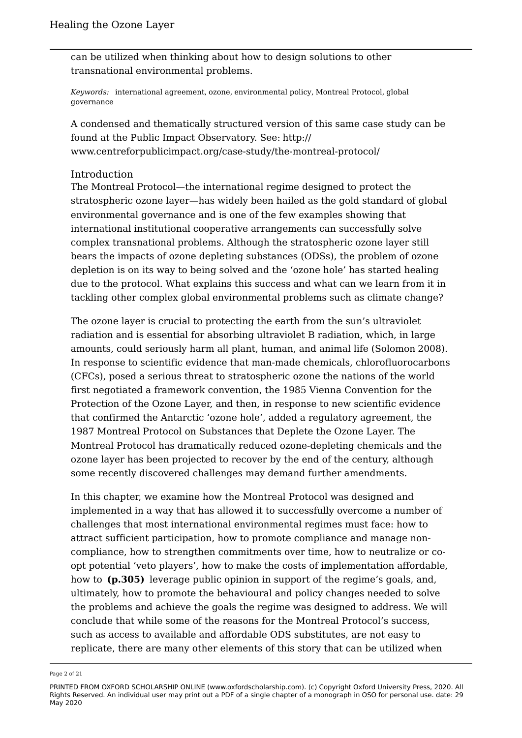can be utilized when thinking about how to design solutions to other transnational environmental problems.

*Keywords:* international agreement, ozone, environmental policy, Montreal Protocol, global governance

A condensed and thematically structured version of this same case study can be found at the Public Impact Observatory. See: http://www.centreforpublicimpact.org/case-study/the-montreal-protocol/

## Introduction

The Montreal Protocol—the international regime designed to protect the stratospheric ozone layer—has widely been hailed as the gold standard of global environmental governance and is one of the few examples showing that international institutional cooperative arrangements can successfully solve complex transnational problems. Although the stratospheric ozone layer still bears the impacts of ozone depleting substances (ODSs), the problem of ozone depletion is on its way to being solved and the 'ozone hole' has started healing due to the protocol. What explains this success and what can we learn from it in tackling other complex global environmental problems such as climate change?

The ozone layer is crucial to protecting the earth from the sun's ultraviolet radiation and is essential for absorbing ultraviolet B radiation, which, in large amounts, could seriously harm all plant, human, and animal life (Solomon 2008). In response to scientific evidence that man-made chemicals, chlorofluorocarbons (CFCs), posed a serious threat to stratospheric ozone the nations of the world first negotiated a framework convention, the 1985 Vienna Convention for the Protection of the Ozone Layer, and then, in response to new scientific evidence that confirmed the Antarctic 'ozone hole', added a regulatory agreement, the 1987 Montreal Protocol on Substances that Deplete the Ozone Layer. The Montreal Protocol has dramatically reduced ozone-depleting chemicals and the ozone layer has been projected to recover by the end of the century, although some recently discovered challenges may demand further amendments.

In this chapter, we examine how the Montreal Protocol was designed and implemented in a way that has allowed it to successfully overcome a number of challenges that most international environmental regimes must face: how to attract sufficient participation, how to promote compliance and manage non-compliance, how to strengthen commitments over time, how to neutralize or co-opt potential 'veto players', how to make the costs of implementation affordable, how to **(p.305)** leverage public opinion in support of the regime's goals, and, ultimately, how to promote the behavioural and policy changes needed to solve the problems and achieve the goals the regime was designed to address. We will conclude that while some of the reasons for the Montreal Protocol's success, such as access to available and affordable ODS substitutes, are not easy to replicate, there are many other elements of this story that can be utilized when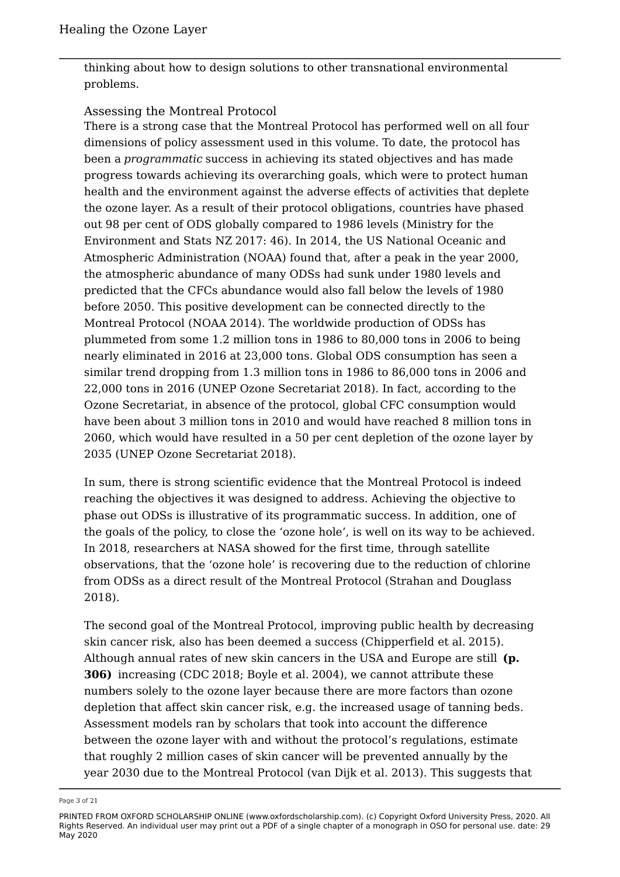thinking about how to design solutions to other transnational environmental problems.

## Assessing the Montreal Protocol

There is a strong case that the Montreal Protocol has performed well on all four dimensions of policy assessment used in this volume. To date, the protocol has been a *programmatic* success in achieving its stated objectives and has made progress towards achieving its overarching goals, which were to protect human health and the environment against the adverse effects of activities that deplete the ozone layer. As a result of their protocol obligations, countries have phased out 98 per cent of ODS globally compared to 1986 levels (Ministry for the Environment and Stats NZ 2017: 46). In 2014, the US National Oceanic and Atmospheric Administration (NOAA) found that, after a peak in the year 2000, the atmospheric abundance of many ODSs had sunk under 1980 levels and predicted that the CFCs abundance would also fall below the levels of 1980 before 2050. This positive development can be connected directly to the Montreal Protocol (NOAA 2014). The worldwide production of ODSs has plummeted from some 1.2 million tons in 1986 to 80,000 tons in 2006 to being nearly eliminated in 2016 at 23,000 tons. Global ODS consumption has seen a similar trend dropping from 1.3 million tons in 1986 to 86,000 tons in 2006 and 22,000 tons in 2016 (UNEP Ozone Secretariat 2018). In fact, according to the Ozone Secretariat, in absence of the protocol, global CFC consumption would have been about 3 million tons in 2010 and would have reached 8 million tons in 2060, which would have resulted in a 50 per cent depletion of the ozone layer by 2035 (UNEP Ozone Secretariat 2018).

In sum, there is strong scientific evidence that the Montreal Protocol is indeed reaching the objectives it was designed to address. Achieving the objective to phase out ODSs is illustrative of its programmatic success. In addition, one of the goals of the policy, to close the 'ozone hole', is well on its way to be achieved. In 2018, researchers at NASA showed for the first time, through satellite observations, that the 'ozone hole' is recovering due to the reduction of chlorine from ODSs as a direct result of the Montreal Protocol (Strahan and Douglass 2018).

The second goal of the Montreal Protocol, improving public health by decreasing skin cancer risk, also has been deemed a success (Chipperfield et al. 2015). Although annual rates of new skin cancers in the USA and Europe are still **(p. 306)** increasing (CDC 2018; Boyle et al. 2004), we cannot attribute these numbers solely to the ozone layer because there are more factors than ozone depletion that affect skin cancer risk, e.g. the increased usage of tanning beds. Assessment models ran by scholars that took into account the difference between the ozone layer with and without the protocol's regulations, estimate that roughly 2 million cases of skin cancer will be prevented annually by the year 2030 due to the Montreal Protocol (van Dijk et al. 2013). This suggests that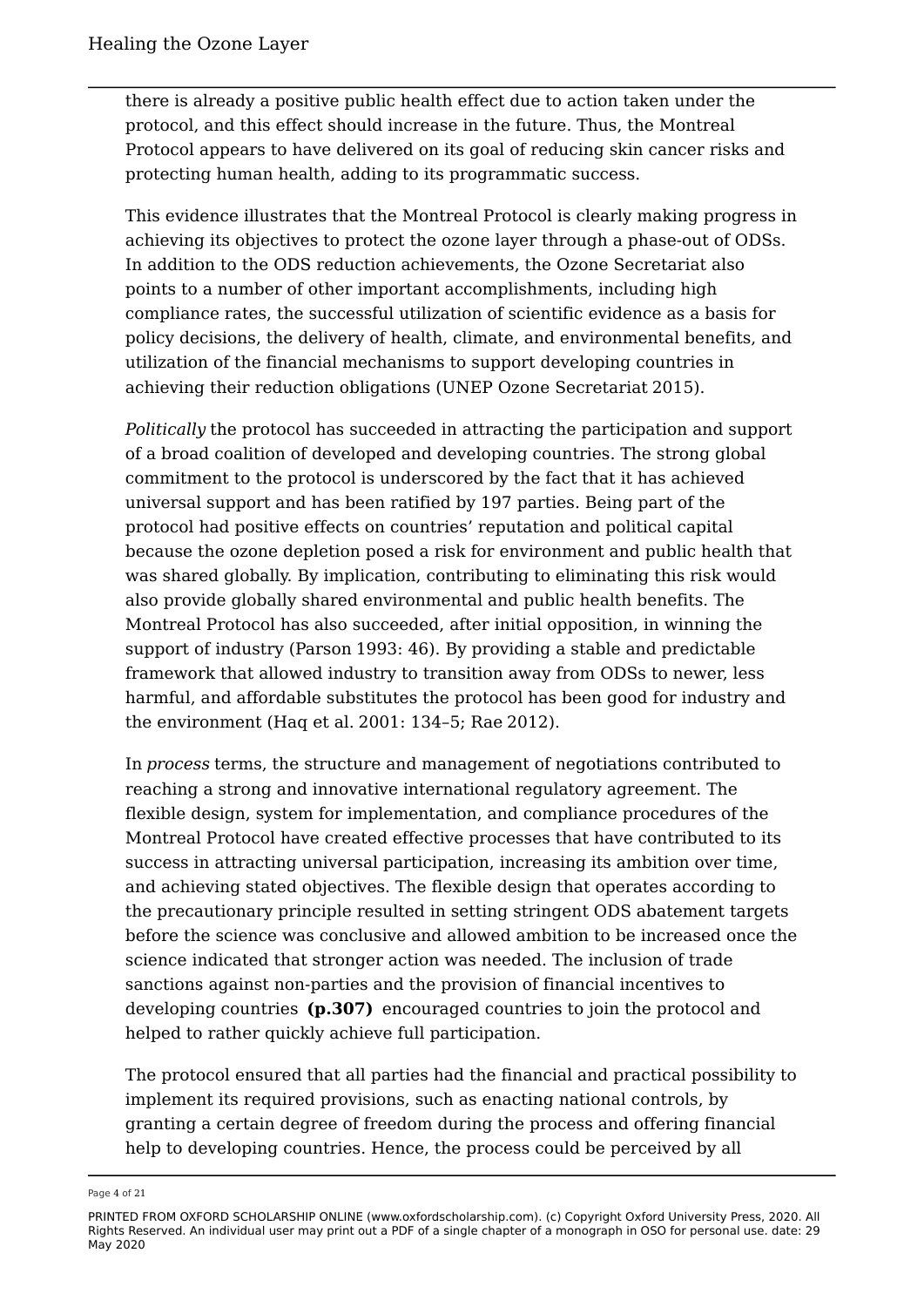there is already a positive public health effect due to action taken under the protocol, and this effect should increase in the future. Thus, the Montreal Protocol appears to have delivered on its goal of reducing skin cancer risks and protecting human health, adding to its programmatic success.

This evidence illustrates that the Montreal Protocol is clearly making progress in achieving its objectives to protect the ozone layer through a phase-out of ODSs. In addition to the ODS reduction achievements, the Ozone Secretariat also points to a number of other important accomplishments, including high compliance rates, the successful utilization of scientific evidence as a basis for policy decisions, the delivery of health, climate, and environmental benefits, and utilization of the financial mechanisms to support developing countries in achieving their reduction obligations (UNEP Ozone Secretariat 2015).

*Politically* the protocol has succeeded in attracting the participation and support of a broad coalition of developed and developing countries. The strong global commitment to the protocol is underscored by the fact that it has achieved universal support and has been ratified by 197 parties. Being part of the protocol had positive effects on countries' reputation and political capital because the ozone depletion posed a risk for environment and public health that was shared globally. By implication, contributing to eliminating this risk would also provide globally shared environmental and public health benefits. The Montreal Protocol has also succeeded, after initial opposition, in winning the support of industry (Parson 1993: 46). By providing a stable and predictable framework that allowed industry to transition away from ODSs to newer, less harmful, and affordable substitutes the protocol has been good for industry and the environment (Haq et al. 2001: 134–5; Rae 2012).

In *process* terms, the structure and management of negotiations contributed to reaching a strong and innovative international regulatory agreement. The flexible design, system for implementation, and compliance procedures of the Montreal Protocol have created effective processes that have contributed to its success in attracting universal participation, increasing its ambition over time, and achieving stated objectives. The flexible design that operates according to the precautionary principle resulted in setting stringent ODS abatement targets before the science was conclusive and allowed ambition to be increased once the science indicated that stronger action was needed. The inclusion of trade sanctions against non-parties and the provision of financial incentives to developing countries **(p.307)** encouraged countries to join the protocol and helped to rather quickly achieve full participation.

The protocol ensured that all parties had the financial and practical possibility to implement its required provisions, such as enacting national controls, by granting a certain degree of freedom during the process and offering financial help to developing countries. Hence, the process could be perceived by all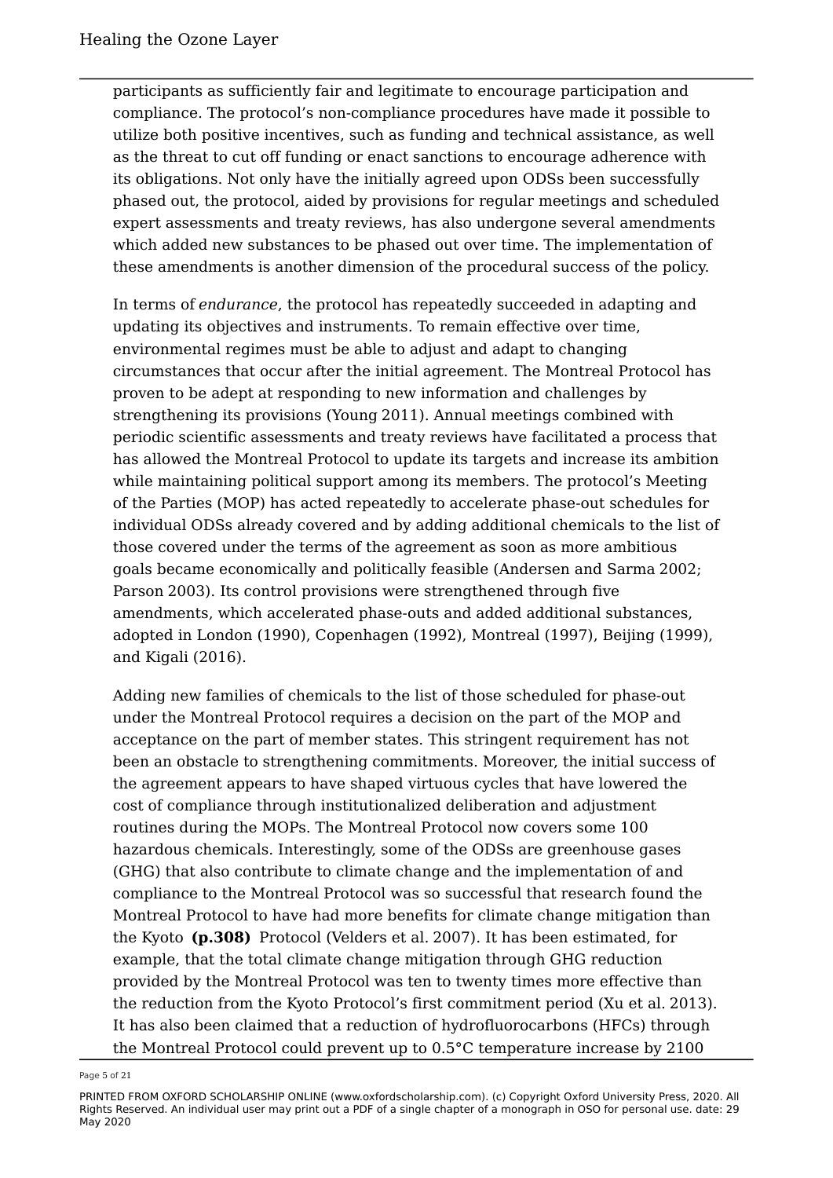participants as sufficiently fair and legitimate to encourage participation and compliance. The protocol's non-compliance procedures have made it possible to utilize both positive incentives, such as funding and technical assistance, as well as the threat to cut off funding or enact sanctions to encourage adherence with its obligations. Not only have the initially agreed upon ODSs been successfully phased out, the protocol, aided by provisions for regular meetings and scheduled expert assessments and treaty reviews, has also undergone several amendments which added new substances to be phased out over time. The implementation of these amendments is another dimension of the procedural success of the policy.

In terms of *endurance*, the protocol has repeatedly succeeded in adapting and updating its objectives and instruments. To remain effective over time, environmental regimes must be able to adjust and adapt to changing circumstances that occur after the initial agreement. The Montreal Protocol has proven to be adept at responding to new information and challenges by strengthening its provisions (Young 2011). Annual meetings combined with periodic scientific assessments and treaty reviews have facilitated a process that has allowed the Montreal Protocol to update its targets and increase its ambition while maintaining political support among its members. The protocol's Meeting of the Parties (MOP) has acted repeatedly to accelerate phase-out schedules for individual ODSs already covered and by adding additional chemicals to the list of those covered under the terms of the agreement as soon as more ambitious goals became economically and politically feasible (Andersen and Sarma 2002; Parson 2003). Its control provisions were strengthened through five amendments, which accelerated phase-outs and added additional substances, adopted in London (1990), Copenhagen (1992), Montreal (1997), Beijing (1999), and Kigali (2016).

Adding new families of chemicals to the list of those scheduled for phase-out under the Montreal Protocol requires a decision on the part of the MOP and acceptance on the part of member states. This stringent requirement has not been an obstacle to strengthening commitments. Moreover, the initial success of the agreement appears to have shaped virtuous cycles that have lowered the cost of compliance through institutionalized deliberation and adjustment routines during the MOPs. The Montreal Protocol now covers some 100 hazardous chemicals. Interestingly, some of the ODSs are greenhouse gases (GHG) that also contribute to climate change and the implementation of and compliance to the Montreal Protocol was so successful that research found the Montreal Protocol to have had more benefits for climate change mitigation than the Kyoto **(p.308)** Protocol (Velders et al. 2007). It has been estimated, for example, that the total climate change mitigation through GHG reduction provided by the Montreal Protocol was ten to twenty times more effective than the reduction from the Kyoto Protocol's first commitment period (Xu et al. 2013). It has also been claimed that a reduction of hydrofluorocarbons (HFCs) through the Montreal Protocol could prevent up to 0.5°C temperature increase by 2100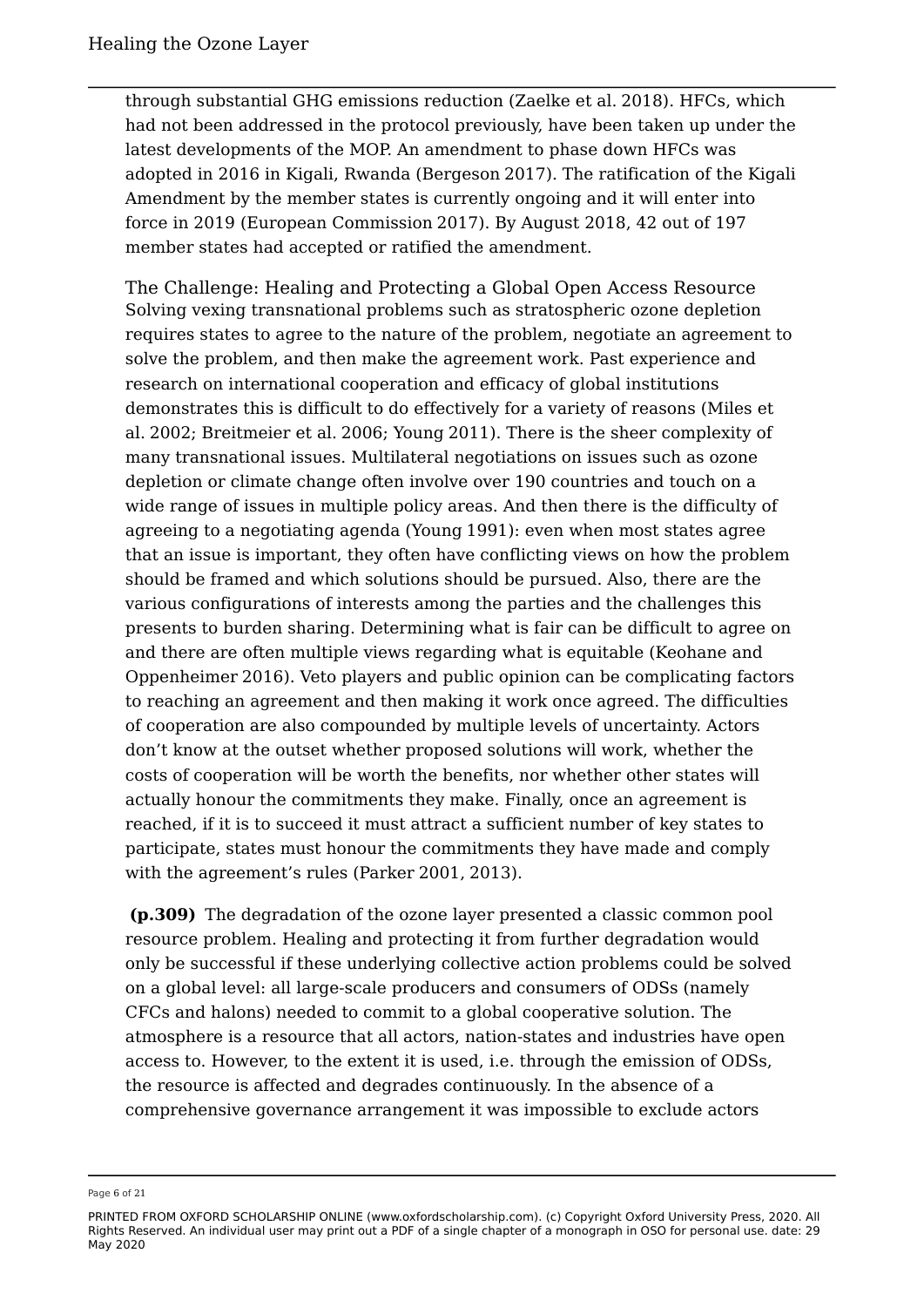through substantial GHG emissions reduction (Zaelke et al. 2018). HFCs, which had not been addressed in the protocol previously, have been taken up under the latest developments of the MOP. An amendment to phase down HFCs was adopted in 2016 in Kigali, Rwanda (Bergeson 2017). The ratification of the Kigali Amendment by the member states is currently ongoing and it will enter into force in 2019 (European Commission 2017). By August 2018, 42 out of 197 member states had accepted or ratified the amendment.

## The Challenge: Healing and Protecting a Global Open Access Resource

Solving vexing transnational problems such as stratospheric ozone depletion requires states to agree to the nature of the problem, negotiate an agreement to solve the problem, and then make the agreement work. Past experience and research on international cooperation and efficacy of global institutions demonstrates this is difficult to do effectively for a variety of reasons (Miles et al. 2002; Breitmeier et al. 2006; Young 2011). There is the sheer complexity of many transnational issues. Multilateral negotiations on issues such as ozone depletion or climate change often involve over 190 countries and touch on a wide range of issues in multiple policy areas. And then there is the difficulty of agreeing to a negotiating agenda (Young 1991): even when most states agree that an issue is important, they often have conflicting views on how the problem should be framed and which solutions should be pursued. Also, there are the various configurations of interests among the parties and the challenges this presents to burden sharing. Determining what is fair can be difficult to agree on and there are often multiple views regarding what is equitable (Keohane and Oppenheimer 2016). Veto players and public opinion can be complicating factors to reaching an agreement and then making it work once agreed. The difficulties of cooperation are also compounded by multiple levels of uncertainty. Actors don't know at the outset whether proposed solutions will work, whether the costs of cooperation will be worth the benefits, nor whether other states will actually honour the commitments they make. Finally, once an agreement is reached, if it is to succeed it must attract a sufficient number of key states to participate, states must honour the commitments they have made and comply with the agreement's rules (Parker 2001, 2013).

**(p.309)** The degradation of the ozone layer presented a classic common pool resource problem. Healing and protecting it from further degradation would only be successful if these underlying collective action problems could be solved on a global level: all large-scale producers and consumers of ODSs (namely CFCs and halons) needed to commit to a global cooperative solution. The atmosphere is a resource that all actors, nation-states and industries have open access to. However, to the extent it is used, i.e. through the emission of ODSs, the resource is affected and degrades continuously. In the absence of a comprehensive governance arrangement it was impossible to exclude actors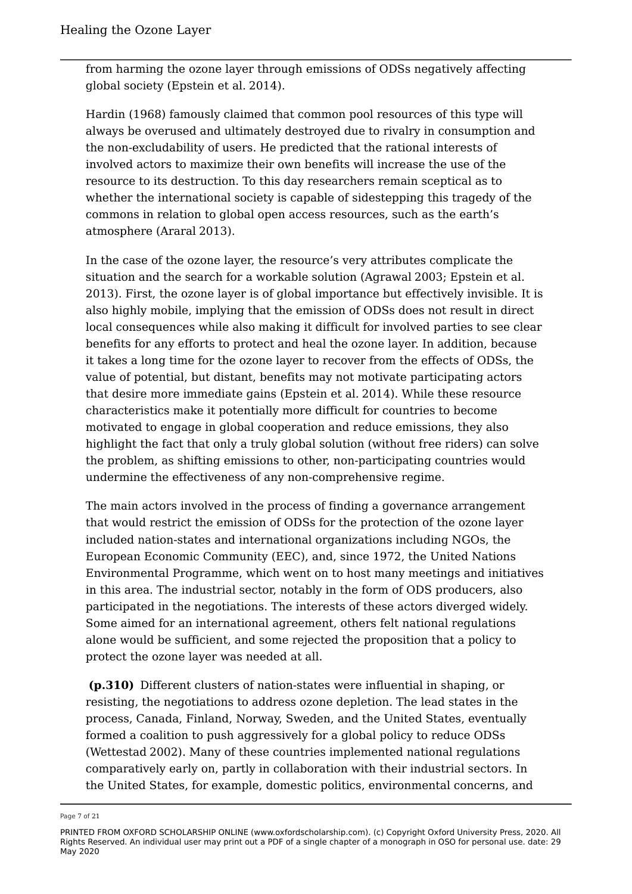from harming the ozone layer through emissions of ODSs negatively affecting global society (Epstein et al. 2014).

Hardin (1968) famously claimed that common pool resources of this type will always be overused and ultimately destroyed due to rivalry in consumption and the non-excludability of users. He predicted that the rational interests of involved actors to maximize their own benefits will increase the use of the resource to its destruction. To this day researchers remain sceptical as to whether the international society is capable of sidestepping this tragedy of the commons in relation to global open access resources, such as the earth's atmosphere (Araral 2013).

In the case of the ozone layer, the resource's very attributes complicate the situation and the search for a workable solution (Agrawal 2003; Epstein et al. 2013). First, the ozone layer is of global importance but effectively invisible. It is also highly mobile, implying that the emission of ODSs does not result in direct local consequences while also making it difficult for involved parties to see clear benefits for any efforts to protect and heal the ozone layer. In addition, because it takes a long time for the ozone layer to recover from the effects of ODSs, the value of potential, but distant, benefits may not motivate participating actors that desire more immediate gains (Epstein et al. 2014). While these resource characteristics make it potentially more difficult for countries to become motivated to engage in global cooperation and reduce emissions, they also highlight the fact that only a truly global solution (without free riders) can solve the problem, as shifting emissions to other, non-participating countries would undermine the effectiveness of any non-comprehensive regime.

The main actors involved in the process of finding a governance arrangement that would restrict the emission of ODSs for the protection of the ozone layer included nation-states and international organizations including NGOs, the European Economic Community (EEC), and, since 1972, the United Nations Environmental Programme, which went on to host many meetings and initiatives in this area. The industrial sector, notably in the form of ODS producers, also participated in the negotiations. The interests of these actors diverged widely. Some aimed for an international agreement, others felt national regulations alone would be sufficient, and some rejected the proposition that a policy to protect the ozone layer was needed at all.

**(p.310)** Different clusters of nation-states were influential in shaping, or resisting, the negotiations to address ozone depletion. The lead states in the process, Canada, Finland, Norway, Sweden, and the United States, eventually formed a coalition to push aggressively for a global policy to reduce ODSs (Wettestad 2002). Many of these countries implemented national regulations comparatively early on, partly in collaboration with their industrial sectors. In the United States, for example, domestic politics, environmental concerns, and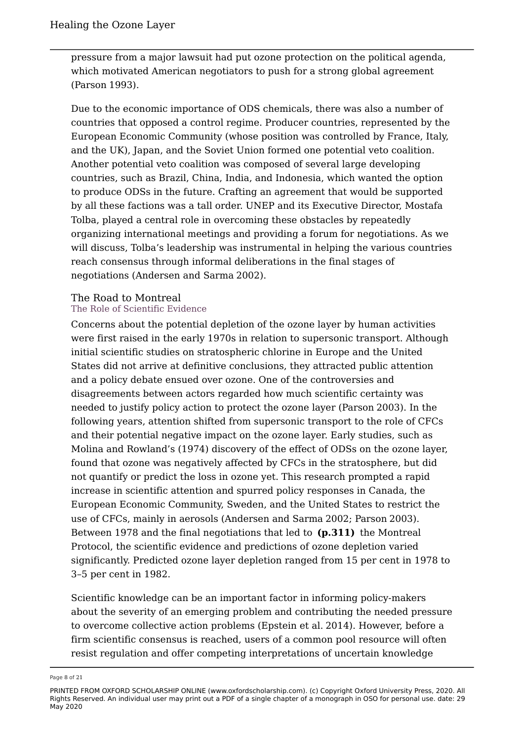pressure from a major lawsuit had put ozone protection on the political agenda, which motivated American negotiators to push for a strong global agreement (Parson 1993).

Due to the economic importance of ODS chemicals, there was also a number of countries that opposed a control regime. Producer countries, represented by the European Economic Community (whose position was controlled by France, Italy, and the UK), Japan, and the Soviet Union formed one potential veto coalition. Another potential veto coalition was composed of several large developing countries, such as Brazil, China, India, and Indonesia, which wanted the option to produce ODSs in the future. Crafting an agreement that would be supported by all these factions was a tall order. UNEP and its Executive Director, Mostafa Tolba, played a central role in overcoming these obstacles by repeatedly organizing international meetings and providing a forum for negotiations. As we will discuss, Tolba's leadership was instrumental in helping the various countries reach consensus through informal deliberations in the final stages of negotiations (Andersen and Sarma 2002).

## The Road to Montreal

### The Role of Scientific Evidence

Concerns about the potential depletion of the ozone layer by human activities were first raised in the early 1970s in relation to supersonic transport. Although initial scientific studies on stratospheric chlorine in Europe and the United States did not arrive at definitive conclusions, they attracted public attention and a policy debate ensued over ozone. One of the controversies and disagreements between actors regarded how much scientific certainty was needed to justify policy action to protect the ozone layer (Parson 2003). In the following years, attention shifted from supersonic transport to the role of CFCs and their potential negative impact on the ozone layer. Early studies, such as Molina and Rowland's (1974) discovery of the effect of ODSs on the ozone layer, found that ozone was negatively affected by CFCs in the stratosphere, but did not quantify or predict the loss in ozone yet. This research prompted a rapid increase in scientific attention and spurred policy responses in Canada, the European Economic Community, Sweden, and the United States to restrict the use of CFCs, mainly in aerosols (Andersen and Sarma 2002; Parson 2003). Between 1978 and the final negotiations that led to **(p.311)** the Montreal Protocol, the scientific evidence and predictions of ozone depletion varied significantly. Predicted ozone layer depletion ranged from 15 per cent in 1978 to 3–5 per cent in 1982.

Scientific knowledge can be an important factor in informing policy-makers about the severity of an emerging problem and contributing the needed pressure to overcome collective action problems (Epstein et al. 2014). However, before a firm scientific consensus is reached, users of a common pool resource will often resist regulation and offer competing interpretations of uncertain knowledge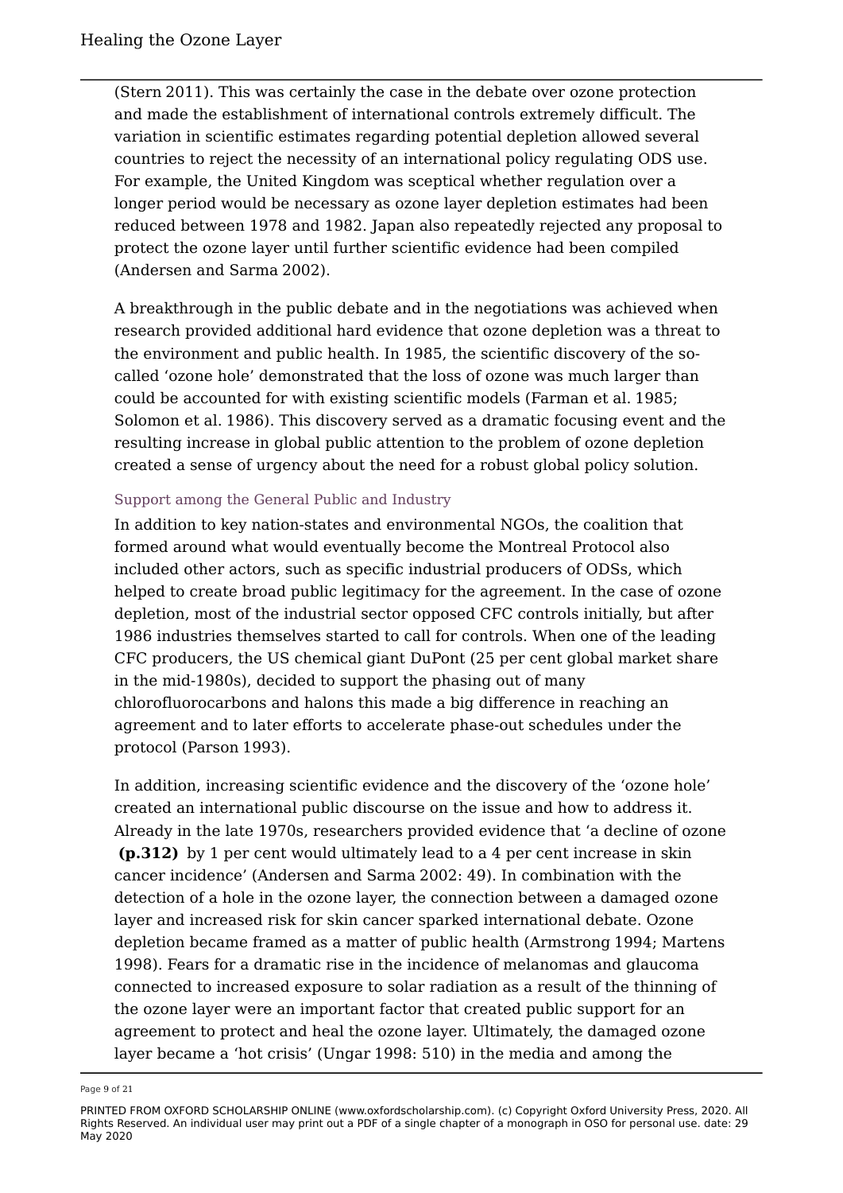(Stern 2011). This was certainly the case in the debate over ozone protection and made the establishment of international controls extremely difficult. The variation in scientific estimates regarding potential depletion allowed several countries to reject the necessity of an international policy regulating ODS use. For example, the United Kingdom was sceptical whether regulation over a longer period would be necessary as ozone layer depletion estimates had been reduced between 1978 and 1982. Japan also repeatedly rejected any proposal to protect the ozone layer until further scientific evidence had been compiled (Andersen and Sarma 2002).

A breakthrough in the public debate and in the negotiations was achieved when research provided additional hard evidence that ozone depletion was a threat to the environment and public health. In 1985, the scientific discovery of the so-called 'ozone hole' demonstrated that the loss of ozone was much larger than could be accounted for with existing scientific models (Farman et al. 1985; Solomon et al. 1986). This discovery served as a dramatic focusing event and the resulting increase in global public attention to the problem of ozone depletion created a sense of urgency about the need for a robust global policy solution.

### Support among the General Public and Industry

In addition to key nation-states and environmental NGOs, the coalition that formed around what would eventually become the Montreal Protocol also included other actors, such as specific industrial producers of ODSs, which helped to create broad public legitimacy for the agreement. In the case of ozone depletion, most of the industrial sector opposed CFC controls initially, but after 1986 industries themselves started to call for controls. When one of the leading CFC producers, the US chemical giant DuPont (25 per cent global market share in the mid-1980s), decided to support the phasing out of many chlorofluorocarbons and halons this made a big difference in reaching an agreement and to later efforts to accelerate phase-out schedules under the protocol (Parson 1993).

In addition, increasing scientific evidence and the discovery of the 'ozone hole' created an international public discourse on the issue and how to address it. Already in the late 1970s, researchers provided evidence that 'a decline of ozone **(p.312)** by 1 per cent would ultimately lead to a 4 per cent increase in skin cancer incidence' (Andersen and Sarma 2002: 49). In combination with the detection of a hole in the ozone layer, the connection between a damaged ozone layer and increased risk for skin cancer sparked international debate. Ozone depletion became framed as a matter of public health (Armstrong 1994; Martens 1998). Fears for a dramatic rise in the incidence of melanomas and glaucoma connected to increased exposure to solar radiation as a result of the thinning of the ozone layer were an important factor that created public support for an agreement to protect and heal the ozone layer. Ultimately, the damaged ozone layer became a 'hot crisis' (Ungar 1998: 510) in the media and among the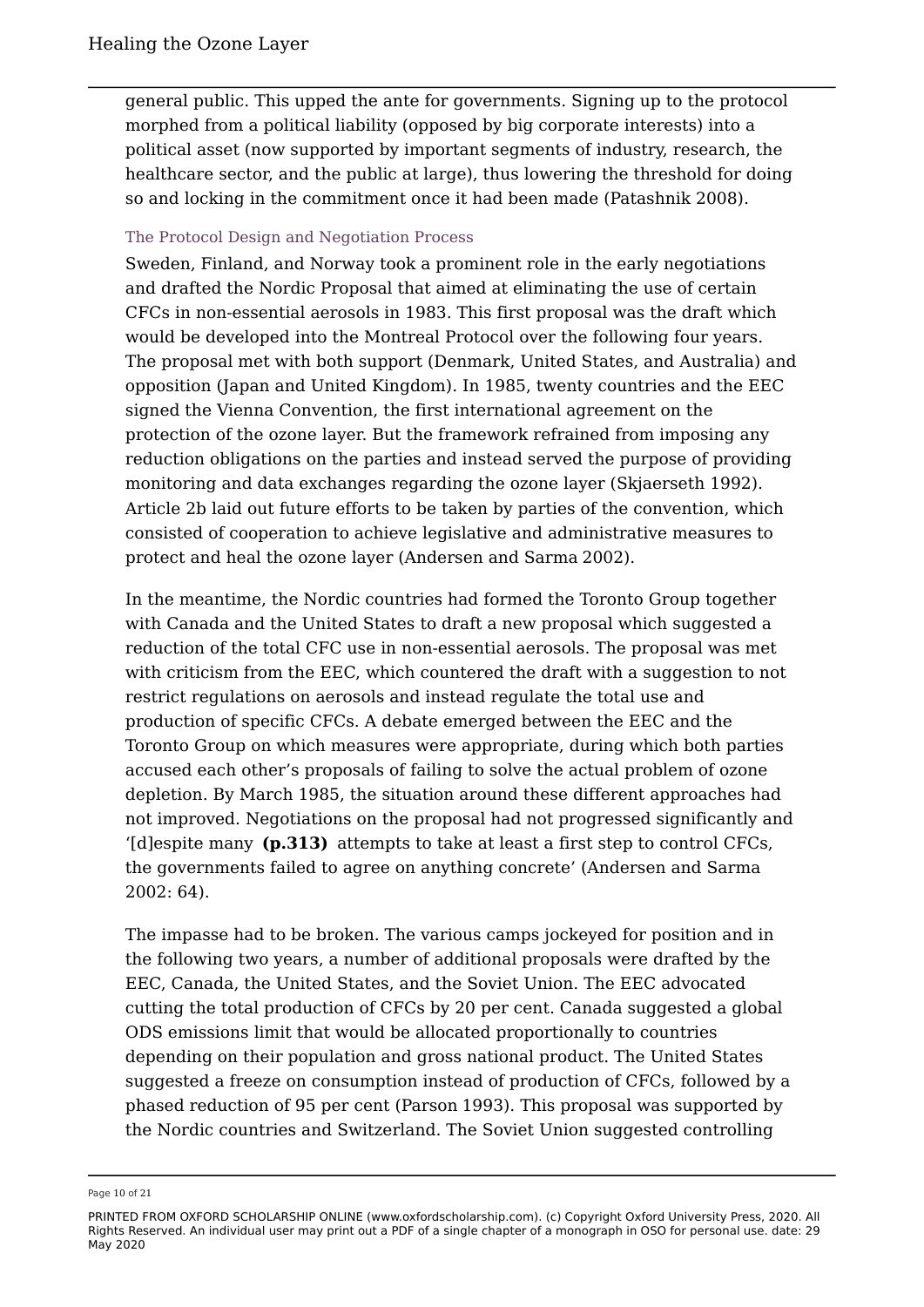general public. This upped the ante for governments. Signing up to the protocol morphed from a political liability (opposed by big corporate interests) into a political asset (now supported by important segments of industry, research, the healthcare sector, and the public at large), thus lowering the threshold for doing so and locking in the commitment once it had been made (Patashnik 2008).

### The Protocol Design and Negotiation Process

Sweden, Finland, and Norway took a prominent role in the early negotiations and drafted the Nordic Proposal that aimed at eliminating the use of certain CFCs in non-essential aerosols in 1983. This first proposal was the draft which would be developed into the Montreal Protocol over the following four years. The proposal met with both support (Denmark, United States, and Australia) and opposition (Japan and United Kingdom). In 1985, twenty countries and the EEC signed the Vienna Convention, the first international agreement on the protection of the ozone layer. But the framework refrained from imposing any reduction obligations on the parties and instead served the purpose of providing monitoring and data exchanges regarding the ozone layer (Skjaerseth 1992). Article 2b laid out future efforts to be taken by parties of the convention, which consisted of cooperation to achieve legislative and administrative measures to protect and heal the ozone layer (Andersen and Sarma 2002).

In the meantime, the Nordic countries had formed the Toronto Group together with Canada and the United States to draft a new proposal which suggested a reduction of the total CFC use in non-essential aerosols. The proposal was met with criticism from the EEC, which countered the draft with a suggestion to not restrict regulations on aerosols and instead regulate the total use and production of specific CFCs. A debate emerged between the EEC and the Toronto Group on which measures were appropriate, during which both parties accused each other's proposals of failing to solve the actual problem of ozone depletion. By March 1985, the situation around these different approaches had not improved. Negotiations on the proposal had not progressed significantly and '[d]espite many **(p.313)** attempts to take at least a first step to control CFCs, the governments failed to agree on anything concrete' (Andersen and Sarma 2002: 64).

The impasse had to be broken. The various camps jockeyed for position and in the following two years, a number of additional proposals were drafted by the EEC, Canada, the United States, and the Soviet Union. The EEC advocated cutting the total production of CFCs by 20 per cent. Canada suggested a global ODS emissions limit that would be allocated proportionally to countries depending on their population and gross national product. The United States suggested a freeze on consumption instead of production of CFCs, followed by a phased reduction of 95 per cent (Parson 1993). This proposal was supported by the Nordic countries and Switzerland. The Soviet Union suggested controlling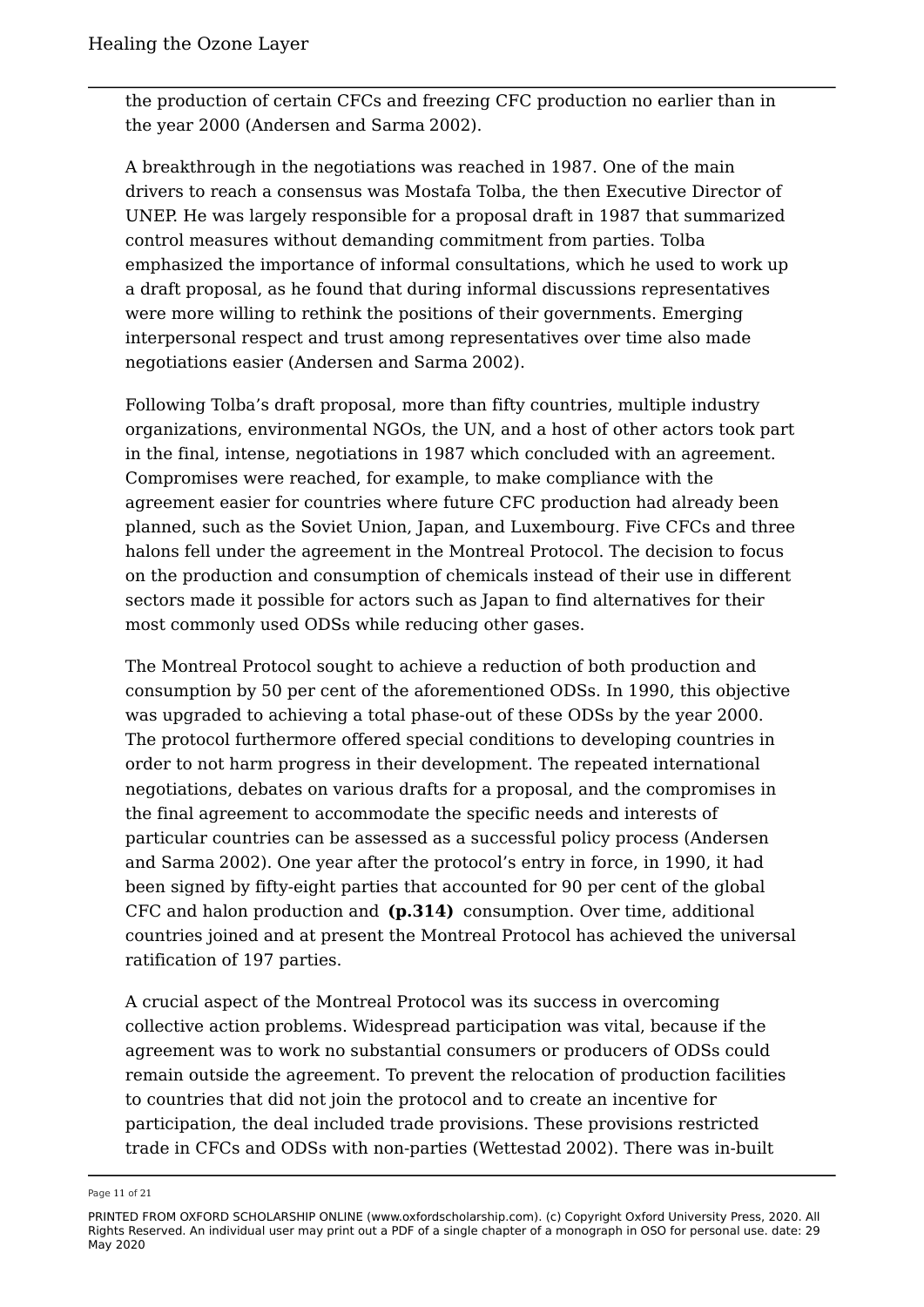the production of certain CFCs and freezing CFC production no earlier than in the year 2000 (Andersen and Sarma 2002).

A breakthrough in the negotiations was reached in 1987. One of the main drivers to reach a consensus was Mostafa Tolba, the then Executive Director of UNEP. He was largely responsible for a proposal draft in 1987 that summarized control measures without demanding commitment from parties. Tolba emphasized the importance of informal consultations, which he used to work up a draft proposal, as he found that during informal discussions representatives were more willing to rethink the positions of their governments. Emerging interpersonal respect and trust among representatives over time also made negotiations easier (Andersen and Sarma 2002).

Following Tolba's draft proposal, more than fifty countries, multiple industry organizations, environmental NGOs, the UN, and a host of other actors took part in the final, intense, negotiations in 1987 which concluded with an agreement. Compromises were reached, for example, to make compliance with the agreement easier for countries where future CFC production had already been planned, such as the Soviet Union, Japan, and Luxembourg. Five CFCs and three halons fell under the agreement in the Montreal Protocol. The decision to focus on the production and consumption of chemicals instead of their use in different sectors made it possible for actors such as Japan to find alternatives for their most commonly used ODSs while reducing other gases.

The Montreal Protocol sought to achieve a reduction of both production and consumption by 50 per cent of the aforementioned ODSs. In 1990, this objective was upgraded to achieving a total phase-out of these ODSs by the year 2000. The protocol furthermore offered special conditions to developing countries in order to not harm progress in their development. The repeated international negotiations, debates on various drafts for a proposal, and the compromises in the final agreement to accommodate the specific needs and interests of particular countries can be assessed as a successful policy process (Andersen and Sarma 2002). One year after the protocol's entry in force, in 1990, it had been signed by fifty-eight parties that accounted for 90 per cent of the global CFC and halon production and **(p.314)** consumption. Over time, additional countries joined and at present the Montreal Protocol has achieved the universal ratification of 197 parties.

A crucial aspect of the Montreal Protocol was its success in overcoming collective action problems. Widespread participation was vital, because if the agreement was to work no substantial consumers or producers of ODSs could remain outside the agreement. To prevent the relocation of production facilities to countries that did not join the protocol and to create an incentive for participation, the deal included trade provisions. These provisions restricted trade in CFCs and ODSs with non-parties (Wettestad 2002). There was in-built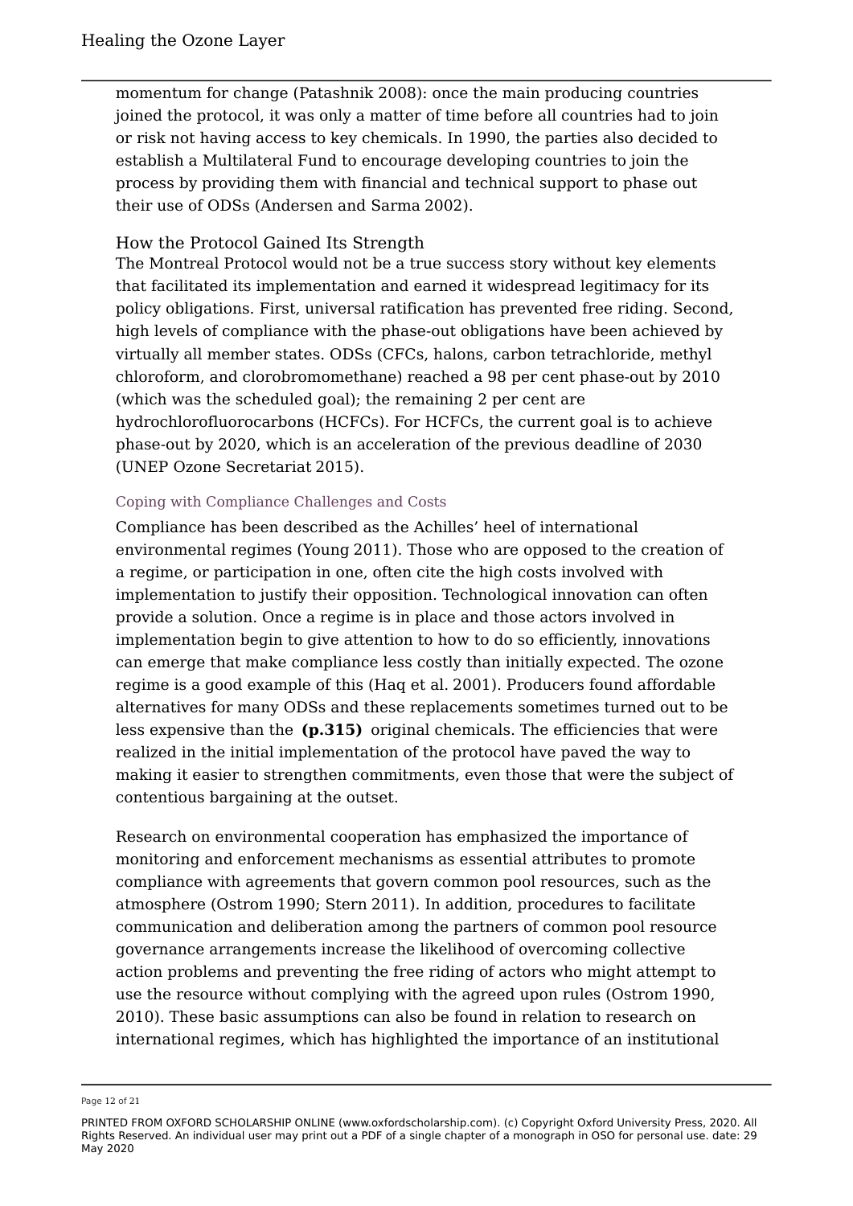momentum for change (Patashnik 2008): once the main producing countries joined the protocol, it was only a matter of time before all countries had to join or risk not having access to key chemicals. In 1990, the parties also decided to establish a Multilateral Fund to encourage developing countries to join the process by providing them with financial and technical support to phase out their use of ODSs (Andersen and Sarma 2002).

## How the Protocol Gained Its Strength

The Montreal Protocol would not be a true success story without key elements that facilitated its implementation and earned it widespread legitimacy for its policy obligations. First, universal ratification has prevented free riding. Second, high levels of compliance with the phase-out obligations have been achieved by virtually all member states. ODSs (CFCs, halons, carbon tetrachloride, methyl chloroform, and clorobromomethane) reached a 98 per cent phase-out by 2010 (which was the scheduled goal); the remaining 2 per cent are hydrochlorofluorocarbons (HCFCs). For HCFCs, the current goal is to achieve phase-out by 2020, which is an acceleration of the previous deadline of 2030 (UNEP Ozone Secretariat 2015).

### Coping with Compliance Challenges and Costs

Compliance has been described as the Achilles' heel of international environmental regimes (Young 2011). Those who are opposed to the creation of a regime, or participation in one, often cite the high costs involved with implementation to justify their opposition. Technological innovation can often provide a solution. Once a regime is in place and those actors involved in implementation begin to give attention to how to do so efficiently, innovations can emerge that make compliance less costly than initially expected. The ozone regime is a good example of this (Haq et al. 2001). Producers found affordable alternatives for many ODSs and these replacements sometimes turned out to be less expensive than the **(p.315)** original chemicals. The efficiencies that were realized in the initial implementation of the protocol have paved the way to making it easier to strengthen commitments, even those that were the subject of contentious bargaining at the outset.

Research on environmental cooperation has emphasized the importance of monitoring and enforcement mechanisms as essential attributes to promote compliance with agreements that govern common pool resources, such as the atmosphere (Ostrom 1990; Stern 2011). In addition, procedures to facilitate communication and deliberation among the partners of common pool resource governance arrangements increase the likelihood of overcoming collective action problems and preventing the free riding of actors who might attempt to use the resource without complying with the agreed upon rules (Ostrom 1990, 2010). These basic assumptions can also be found in relation to research on international regimes, which has highlighted the importance of an institutional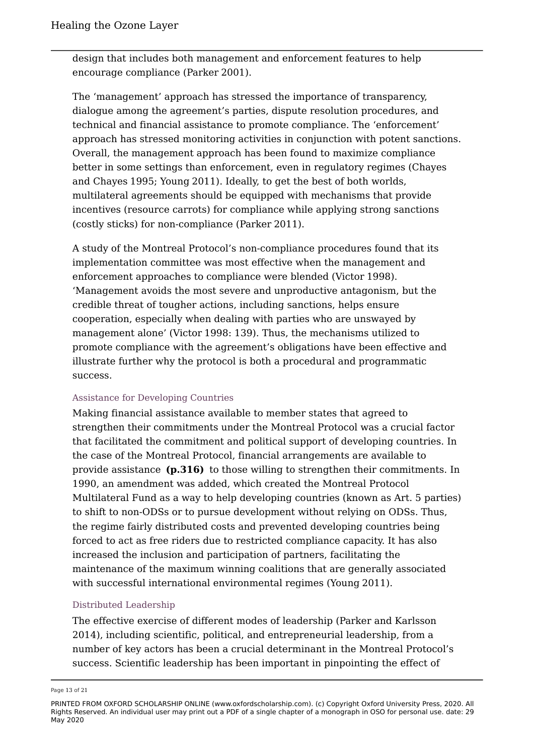design that includes both management and enforcement features to help encourage compliance (Parker 2001).

The 'management' approach has stressed the importance of transparency, dialogue among the agreement's parties, dispute resolution procedures, and technical and financial assistance to promote compliance. The 'enforcement' approach has stressed monitoring activities in conjunction with potent sanctions. Overall, the management approach has been found to maximize compliance better in some settings than enforcement, even in regulatory regimes (Chayes and Chayes 1995; Young 2011). Ideally, to get the best of both worlds, multilateral agreements should be equipped with mechanisms that provide incentives (resource carrots) for compliance while applying strong sanctions (costly sticks) for non-compliance (Parker 2011).

A study of the Montreal Protocol's non-compliance procedures found that its implementation committee was most effective when the management and enforcement approaches to compliance were blended (Victor 1998). 'Management avoids the most severe and unproductive antagonism, but the credible threat of tougher actions, including sanctions, helps ensure cooperation, especially when dealing with parties who are unswayed by management alone' (Victor 1998: 139). Thus, the mechanisms utilized to promote compliance with the agreement's obligations have been effective and illustrate further why the protocol is both a procedural and programmatic success.

### Assistance for Developing Countries

Making financial assistance available to member states that agreed to strengthen their commitments under the Montreal Protocol was a crucial factor that facilitated the commitment and political support of developing countries. In the case of the Montreal Protocol, financial arrangements are available to provide assistance **(p.316)** to those willing to strengthen their commitments. In 1990, an amendment was added, which created the Montreal Protocol Multilateral Fund as a way to help developing countries (known as Art. 5 parties) to shift to non-ODSs or to pursue development without relying on ODSs. Thus, the regime fairly distributed costs and prevented developing countries being forced to act as free riders due to restricted compliance capacity. It has also increased the inclusion and participation of partners, facilitating the maintenance of the maximum winning coalitions that are generally associated with successful international environmental regimes (Young 2011).

### Distributed Leadership

The effective exercise of different modes of leadership (Parker and Karlsson 2014), including scientific, political, and entrepreneurial leadership, from a number of key actors has been a crucial determinant in the Montreal Protocol's success. Scientific leadership has been important in pinpointing the effect of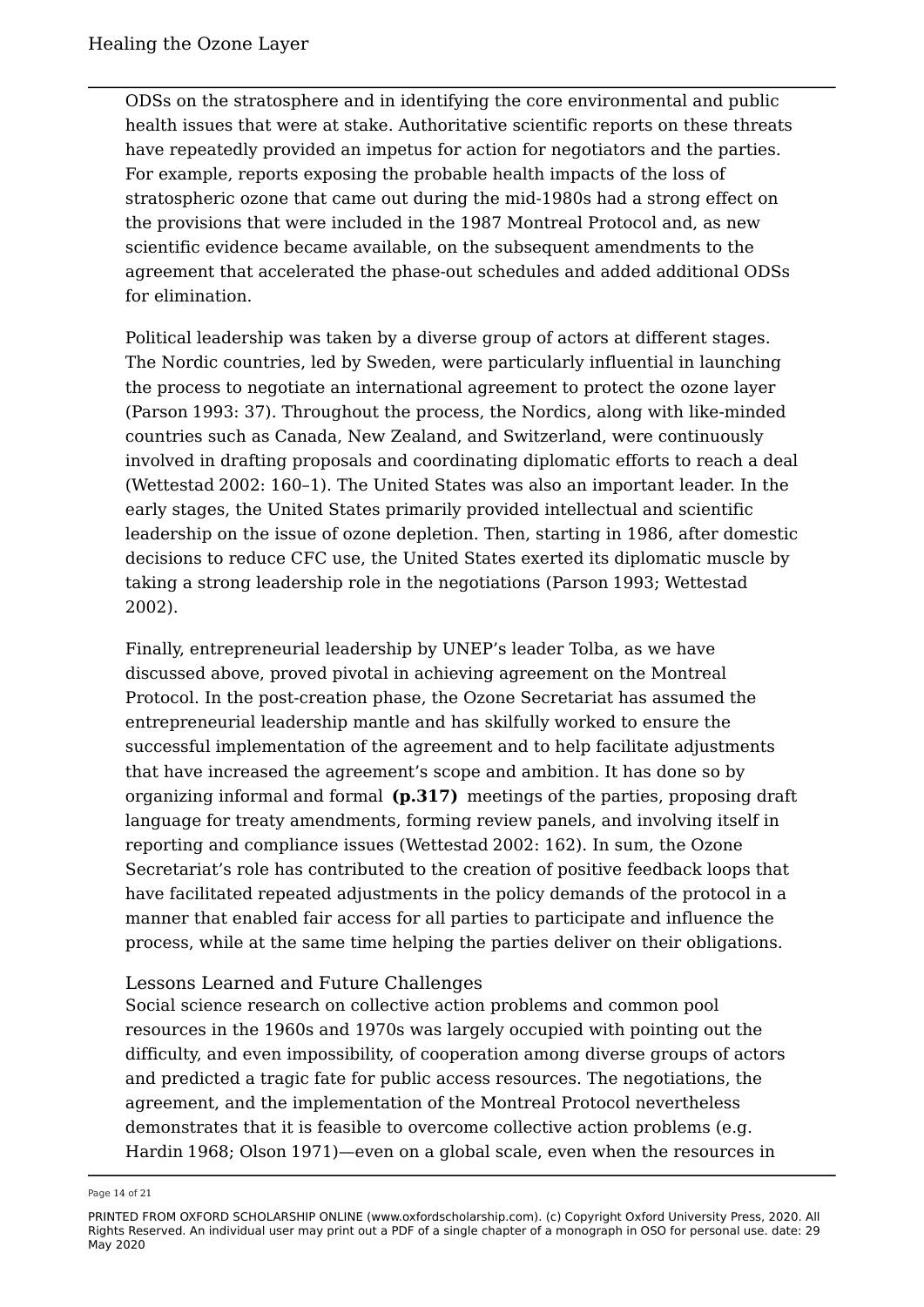ODSs on the stratosphere and in identifying the core environmental and public health issues that were at stake. Authoritative scientific reports on these threats have repeatedly provided an impetus for action for negotiators and the parties. For example, reports exposing the probable health impacts of the loss of stratospheric ozone that came out during the mid-1980s had a strong effect on the provisions that were included in the 1987 Montreal Protocol and, as new scientific evidence became available, on the subsequent amendments to the agreement that accelerated the phase-out schedules and added additional ODSs for elimination.

Political leadership was taken by a diverse group of actors at different stages. The Nordic countries, led by Sweden, were particularly influential in launching the process to negotiate an international agreement to protect the ozone layer (Parson 1993: 37). Throughout the process, the Nordics, along with like-minded countries such as Canada, New Zealand, and Switzerland, were continuously involved in drafting proposals and coordinating diplomatic efforts to reach a deal (Wettestad 2002: 160–1). The United States was also an important leader. In the early stages, the United States primarily provided intellectual and scientific leadership on the issue of ozone depletion. Then, starting in 1986, after domestic decisions to reduce CFC use, the United States exerted its diplomatic muscle by taking a strong leadership role in the negotiations (Parson 1993; Wettestad 2002).

Finally, entrepreneurial leadership by UNEP's leader Tolba, as we have discussed above, proved pivotal in achieving agreement on the Montreal Protocol. In the post-creation phase, the Ozone Secretariat has assumed the entrepreneurial leadership mantle and has skilfully worked to ensure the successful implementation of the agreement and to help facilitate adjustments that have increased the agreement's scope and ambition. It has done so by organizing informal and formal **(p.317)** meetings of the parties, proposing draft language for treaty amendments, forming review panels, and involving itself in reporting and compliance issues (Wettestad 2002: 162). In sum, the Ozone Secretariat's role has contributed to the creation of positive feedback loops that have facilitated repeated adjustments in the policy demands of the protocol in a manner that enabled fair access for all parties to participate and influence the process, while at the same time helping the parties deliver on their obligations.

## Lessons Learned and Future Challenges

Social science research on collective action problems and common pool resources in the 1960s and 1970s was largely occupied with pointing out the difficulty, and even impossibility, of cooperation among diverse groups of actors and predicted a tragic fate for public access resources. The negotiations, the agreement, and the implementation of the Montreal Protocol nevertheless demonstrates that it is feasible to overcome collective action problems (e.g. Hardin 1968; Olson 1971)—even on a global scale, even when the resources in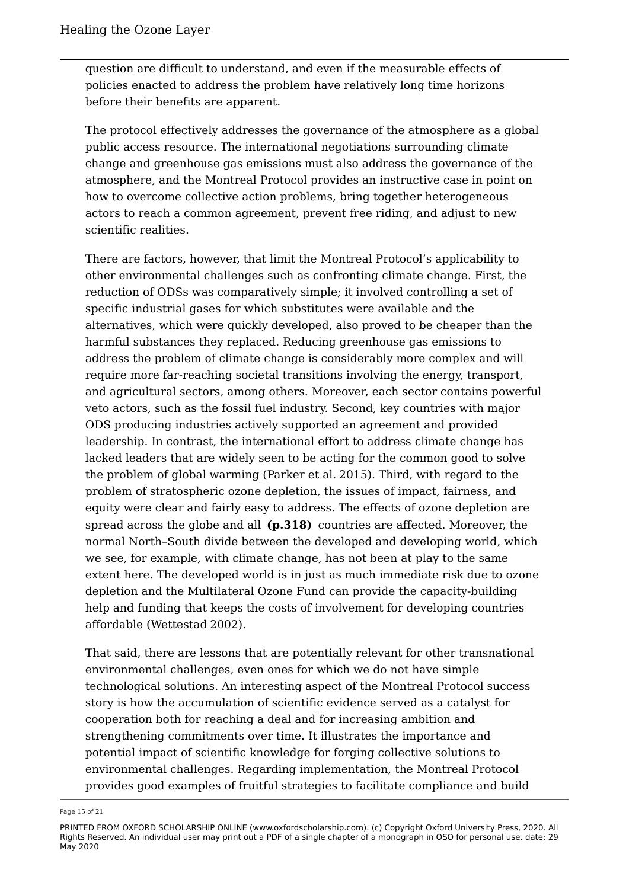question are difficult to understand, and even if the measurable effects of policies enacted to address the problem have relatively long time horizons before their benefits are apparent.

The protocol effectively addresses the governance of the atmosphere as a global public access resource. The international negotiations surrounding climate change and greenhouse gas emissions must also address the governance of the atmosphere, and the Montreal Protocol provides an instructive case in point on how to overcome collective action problems, bring together heterogeneous actors to reach a common agreement, prevent free riding, and adjust to new scientific realities.

There are factors, however, that limit the Montreal Protocol's applicability to other environmental challenges such as confronting climate change. First, the reduction of ODSs was comparatively simple; it involved controlling a set of specific industrial gases for which substitutes were available and the alternatives, which were quickly developed, also proved to be cheaper than the harmful substances they replaced. Reducing greenhouse gas emissions to address the problem of climate change is considerably more complex and will require more far-reaching societal transitions involving the energy, transport, and agricultural sectors, among others. Moreover, each sector contains powerful veto actors, such as the fossil fuel industry. Second, key countries with major ODS producing industries actively supported an agreement and provided leadership. In contrast, the international effort to address climate change has lacked leaders that are widely seen to be acting for the common good to solve the problem of global warming (Parker et al. 2015). Third, with regard to the problem of stratospheric ozone depletion, the issues of impact, fairness, and equity were clear and fairly easy to address. The effects of ozone depletion are spread across the globe and all **(p.318)** countries are affected. Moreover, the normal North–South divide between the developed and developing world, which we see, for example, with climate change, has not been at play to the same extent here. The developed world is in just as much immediate risk due to ozone depletion and the Multilateral Ozone Fund can provide the capacity-building help and funding that keeps the costs of involvement for developing countries affordable (Wettestad 2002).

That said, there are lessons that are potentially relevant for other transnational environmental challenges, even ones for which we do not have simple technological solutions. An interesting aspect of the Montreal Protocol success story is how the accumulation of scientific evidence served as a catalyst for cooperation both for reaching a deal and for increasing ambition and strengthening commitments over time. It illustrates the importance and potential impact of scientific knowledge for forging collective solutions to environmental challenges. Regarding implementation, the Montreal Protocol provides good examples of fruitful strategies to facilitate compliance and build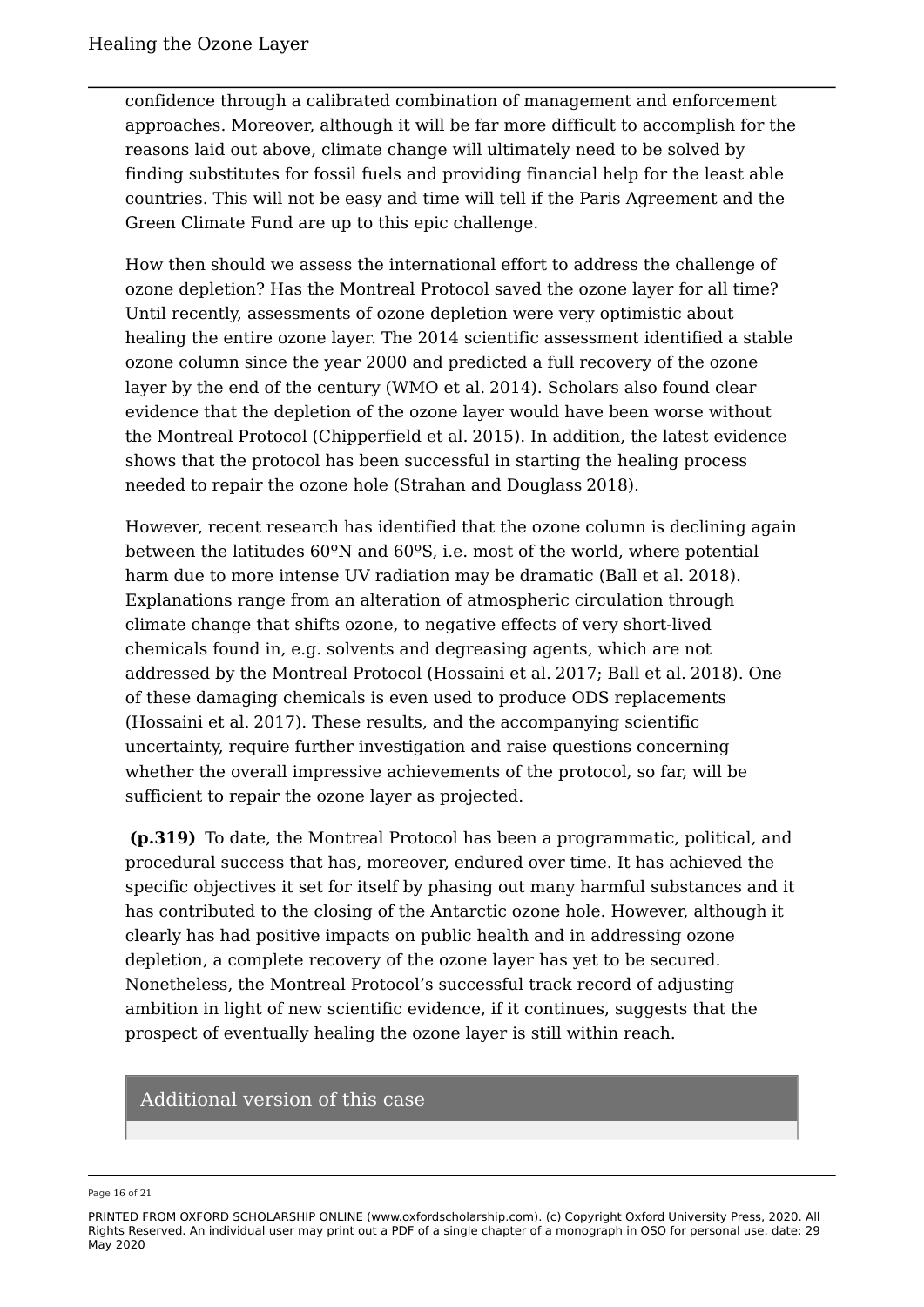confidence through a calibrated combination of management and enforcement approaches. Moreover, although it will be far more difficult to accomplish for the reasons laid out above, climate change will ultimately need to be solved by finding substitutes for fossil fuels and providing financial help for the least able countries. This will not be easy and time will tell if the Paris Agreement and the Green Climate Fund are up to this epic challenge.

How then should we assess the international effort to address the challenge of ozone depletion? Has the Montreal Protocol saved the ozone layer for all time? Until recently, assessments of ozone depletion were very optimistic about healing the entire ozone layer. The 2014 scientific assessment identified a stable ozone column since the year 2000 and predicted a full recovery of the ozone layer by the end of the century (WMO et al. 2014). Scholars also found clear evidence that the depletion of the ozone layer would have been worse without the Montreal Protocol (Chipperfield et al. 2015). In addition, the latest evidence shows that the protocol has been successful in starting the healing process needed to repair the ozone hole (Strahan and Douglass 2018).

However, recent research has identified that the ozone column is declining again between the latitudes 60ºN and 60ºS, i.e. most of the world, where potential harm due to more intense UV radiation may be dramatic (Ball et al. 2018). Explanations range from an alteration of atmospheric circulation through climate change that shifts ozone, to negative effects of very short-lived chemicals found in, e.g. solvents and degreasing agents, which are not addressed by the Montreal Protocol (Hossaini et al. 2017; Ball et al. 2018). One of these damaging chemicals is even used to produce ODS replacements (Hossaini et al. 2017). These results, and the accompanying scientific uncertainty, require further investigation and raise questions concerning whether the overall impressive achievements of the protocol, so far, will be sufficient to repair the ozone layer as projected.

**(p.319)** To date, the Montreal Protocol has been a programmatic, political, and procedural success that has, moreover, endured over time. It has achieved the specific objectives it set for itself by phasing out many harmful substances and it has contributed to the closing of the Antarctic ozone hole. However, although it clearly has had positive impacts on public health and in addressing ozone depletion, a complete recovery of the ozone layer has yet to be secured. Nonetheless, the Montreal Protocol's successful track record of adjusting ambition in light of new scientific evidence, if it continues, suggests that the prospect of eventually healing the ozone layer is still within reach.

## Additional version of this case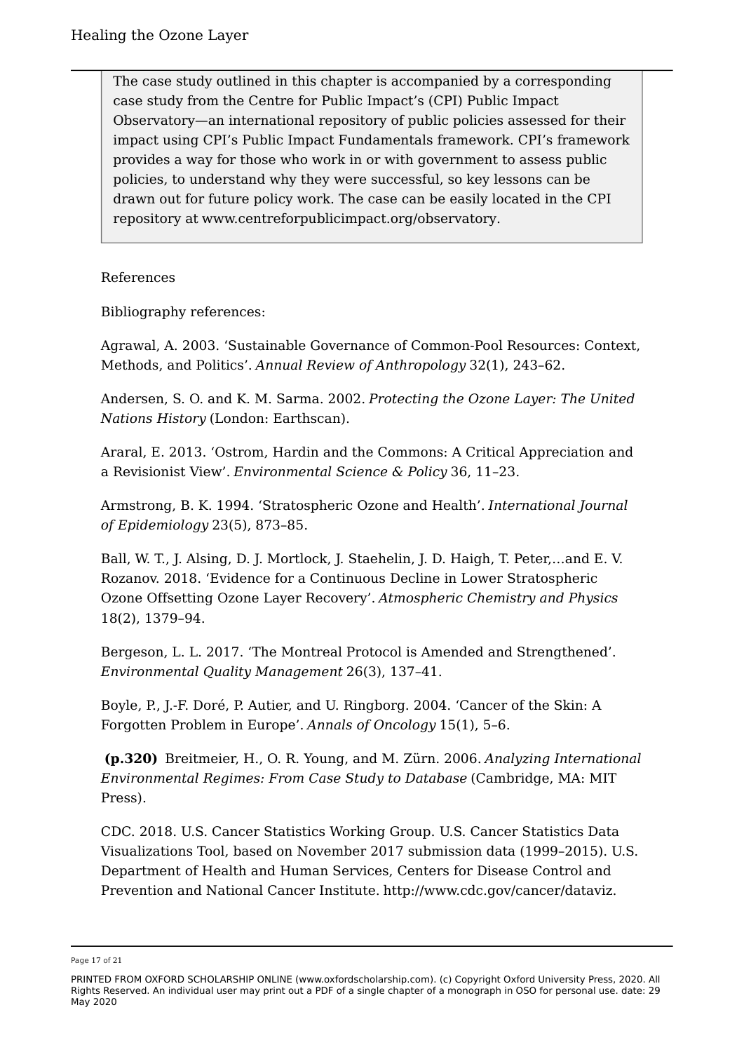> The case study outlined in this chapter is accompanied by a corresponding case study from the Centre for Public Impact's (CPI) Public Impact Observatory—an international repository of public policies assessed for their impact using CPI's Public Impact Fundamentals framework. CPI's framework provides a way for those who work in or with government to assess public policies, to understand why they were successful, so key lessons can be drawn out for future policy work. The case can be easily located in the CPI repository at www.centreforpublicimpact.org/observatory.

References

Bibliography references:

Agrawal, A. 2003. 'Sustainable Governance of Common-Pool Resources: Context, Methods, and Politics'. *Annual Review of Anthropology* 32(1), 243–62.

Andersen, S. O. and K. M. Sarma. 2002. *Protecting the Ozone Layer: The United Nations History* (London: Earthscan).

Araral, E. 2013. 'Ostrom, Hardin and the Commons: A Critical Appreciation and a Revisionist View'. *Environmental Science & Policy* 36, 11–23.

Armstrong, B. K. 1994. 'Stratospheric Ozone and Health'. *International Journal of Epidemiology* 23(5), 873–85.

Ball, W. T., J. Alsing, D. J. Mortlock, J. Staehelin, J. D. Haigh, T. Peter,…and E. V. Rozanov. 2018. 'Evidence for a Continuous Decline in Lower Stratospheric Ozone Offsetting Ozone Layer Recovery'. *Atmospheric Chemistry and Physics* 18(2), 1379–94.

Bergeson, L. L. 2017. 'The Montreal Protocol is Amended and Strengthened'. *Environmental Quality Management* 26(3), 137–41.

Boyle, P., J.-F. Doré, P. Autier, and U. Ringborg. 2004. 'Cancer of the Skin: A Forgotten Problem in Europe'. *Annals of Oncology* 15(1), 5–6.

**(p.320)** Breitmeier, H., O. R. Young, and M. Zürn. 2006. *Analyzing International Environmental Regimes: From Case Study to Database* (Cambridge, MA: MIT Press).

CDC. 2018. U.S. Cancer Statistics Working Group. U.S. Cancer Statistics Data Visualizations Tool, based on November 2017 submission data (1999–2015). U.S. Department of Health and Human Services, Centers for Disease Control and Prevention and National Cancer Institute. http://www.cdc.gov/cancer/dataviz.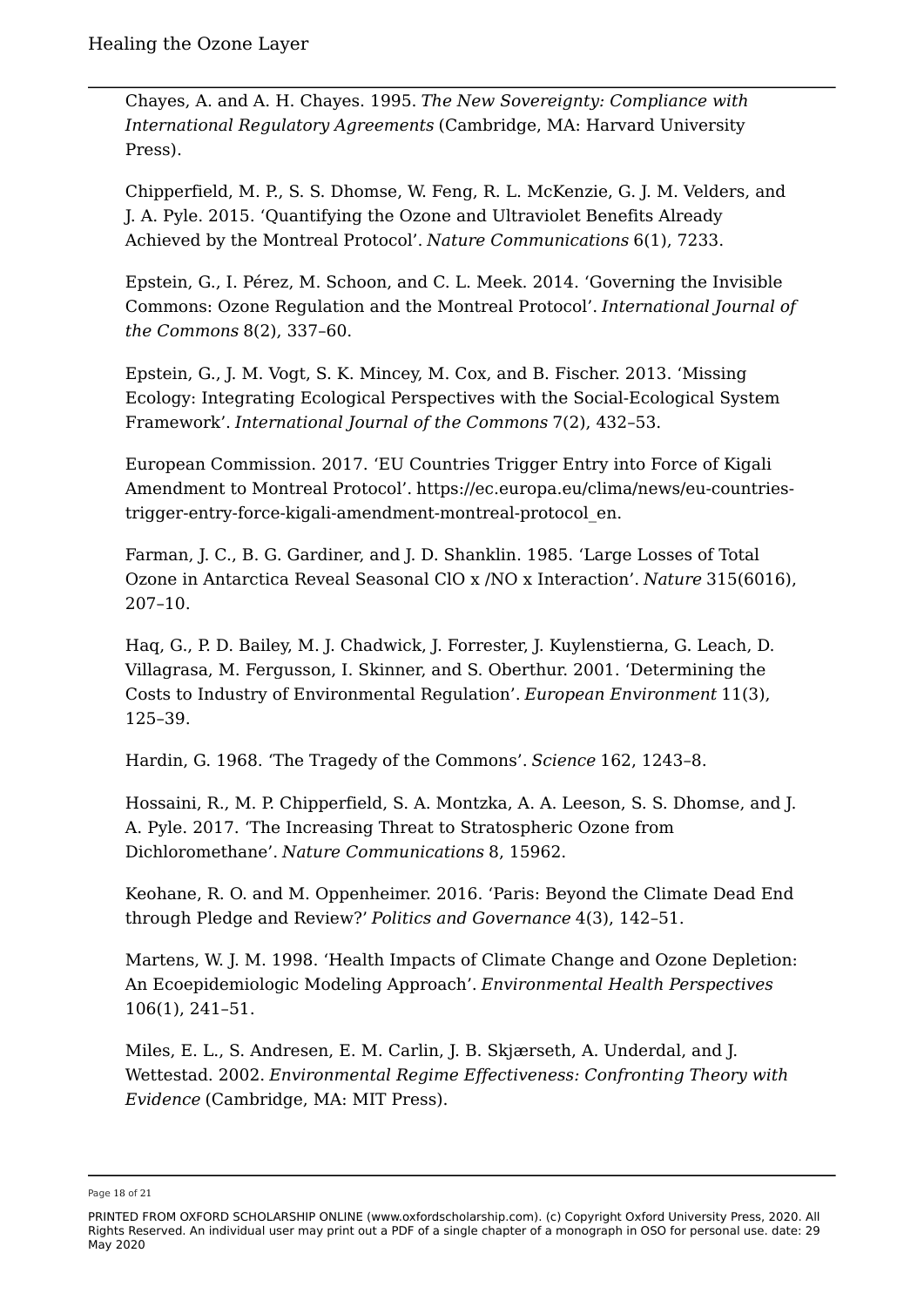Chayes, A. and A. H. Chayes. 1995. *The New Sovereignty: Compliance with International Regulatory Agreements* (Cambridge, MA: Harvard University Press).

Chipperfield, M. P., S. S. Dhomse, W. Feng, R. L. McKenzie, G. J. M. Velders, and J. A. Pyle. 2015. 'Quantifying the Ozone and Ultraviolet Benefits Already Achieved by the Montreal Protocol'. *Nature Communications* 6(1), 7233.

Epstein, G., I. Pérez, M. Schoon, and C. L. Meek. 2014. 'Governing the Invisible Commons: Ozone Regulation and the Montreal Protocol'. *International Journal of the Commons* 8(2), 337–60.

Epstein, G., J. M. Vogt, S. K. Mincey, M. Cox, and B. Fischer. 2013. 'Missing Ecology: Integrating Ecological Perspectives with the Social-Ecological System Framework'. *International Journal of the Commons* 7(2), 432–53.

European Commission. 2017. 'EU Countries Trigger Entry into Force of Kigali Amendment to Montreal Protocol'. https://ec.europa.eu/clima/news/eu-countries-trigger-entry-force-kigali-amendment-montreal-protocol_en.

Farman, J. C., B. G. Gardiner, and J. D. Shanklin. 1985. 'Large Losses of Total Ozone in Antarctica Reveal Seasonal ClO x /NO x Interaction'. *Nature* 315(6016), 207–10.

Haq, G., P. D. Bailey, M. J. Chadwick, J. Forrester, J. Kuylenstierna, G. Leach, D. Villagrasa, M. Fergusson, I. Skinner, and S. Oberthur. 2001. 'Determining the Costs to Industry of Environmental Regulation'. *European Environment* 11(3), 125–39.

Hardin, G. 1968. 'The Tragedy of the Commons'. *Science* 162, 1243–8.

Hossaini, R., M. P. Chipperfield, S. A. Montzka, A. A. Leeson, S. S. Dhomse, and J. A. Pyle. 2017. 'The Increasing Threat to Stratospheric Ozone from Dichloromethane'. *Nature Communications* 8, 15962.

Keohane, R. O. and M. Oppenheimer. 2016. 'Paris: Beyond the Climate Dead End through Pledge and Review?' *Politics and Governance* 4(3), 142–51.

Martens, W. J. M. 1998. 'Health Impacts of Climate Change and Ozone Depletion: An Ecoepidemiologic Modeling Approach'. *Environmental Health Perspectives* 106(1), 241–51.

Miles, E. L., S. Andresen, E. M. Carlin, J. B. Skjærseth, A. Underdal, and J. Wettestad. 2002. *Environmental Regime Effectiveness: Confronting Theory with Evidence* (Cambridge, MA: MIT Press).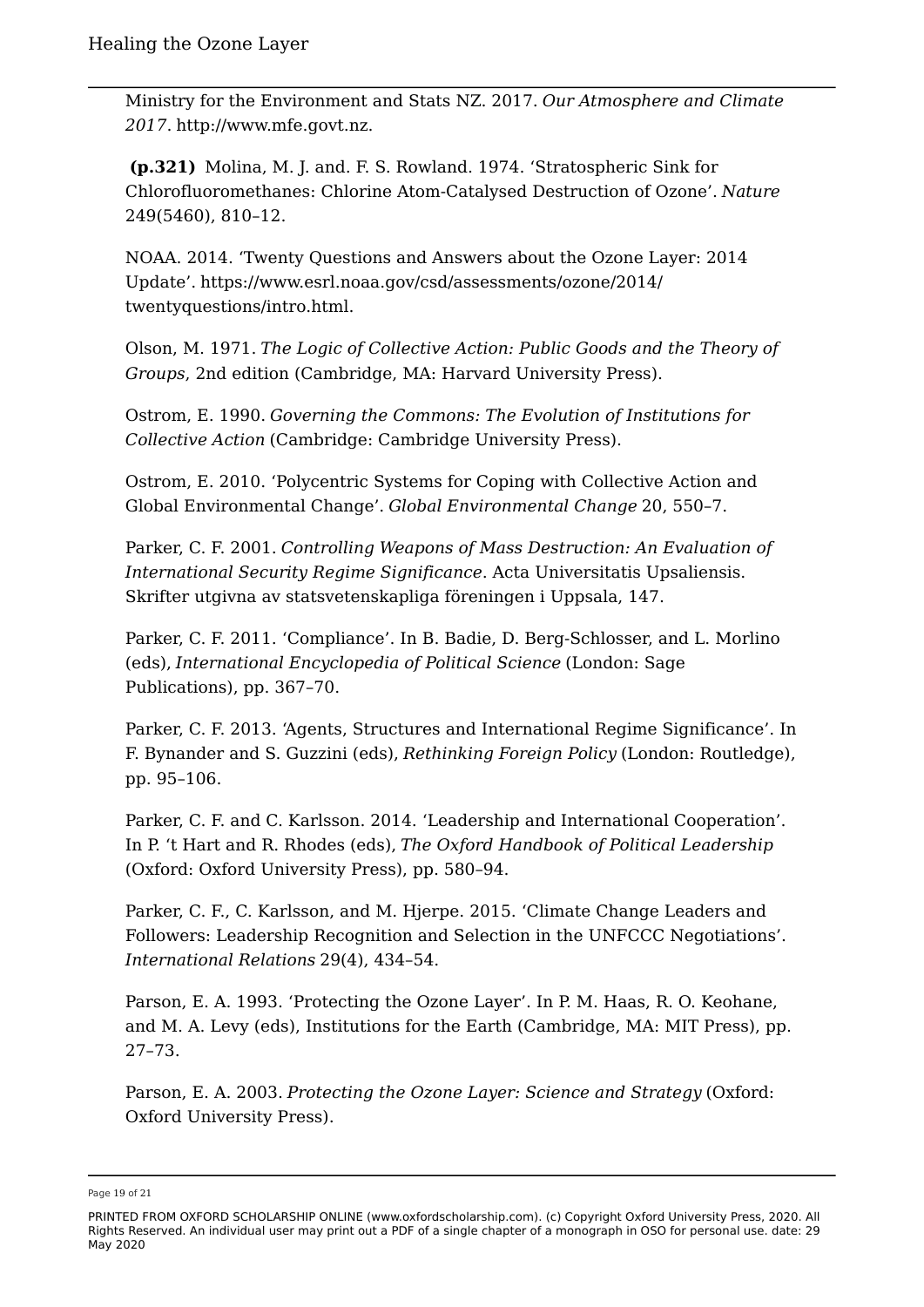Ministry for the Environment and Stats NZ. 2017. *Our Atmosphere and Climate 2017*. http://www.mfe.govt.nz.

**(p.321)** Molina, M. J. and. F. S. Rowland. 1974. 'Stratospheric Sink for Chlorofluoromethanes: Chlorine Atom-Catalysed Destruction of Ozone'. *Nature* 249(5460), 810–12.

NOAA. 2014. 'Twenty Questions and Answers about the Ozone Layer: 2014 Update'. https://www.esrl.noaa.gov/csd/assessments/ozone/2014/twentyquestions/intro.html.

Olson, M. 1971. *The Logic of Collective Action: Public Goods and the Theory of Groups*, 2nd edition (Cambridge, MA: Harvard University Press).

Ostrom, E. 1990. *Governing the Commons: The Evolution of Institutions for Collective Action* (Cambridge: Cambridge University Press).

Ostrom, E. 2010. 'Polycentric Systems for Coping with Collective Action and Global Environmental Change'. *Global Environmental Change* 20, 550–7.

Parker, C. F. 2001. *Controlling Weapons of Mass Destruction: An Evaluation of International Security Regime Significance*. Acta Universitatis Upsaliensis. Skrifter utgivna av statsvetenskapliga föreningen i Uppsala, 147.

Parker, C. F. 2011. 'Compliance'. In B. Badie, D. Berg-Schlosser, and L. Morlino (eds), *International Encyclopedia of Political Science* (London: Sage Publications), pp. 367–70.

Parker, C. F. 2013. 'Agents, Structures and International Regime Significance'. In F. Bynander and S. Guzzini (eds), *Rethinking Foreign Policy* (London: Routledge), pp. 95–106.

Parker, C. F. and C. Karlsson. 2014. 'Leadership and International Cooperation'. In P. 't Hart and R. Rhodes (eds), *The Oxford Handbook of Political Leadership* (Oxford: Oxford University Press), pp. 580–94.

Parker, C. F., C. Karlsson, and M. Hjerpe. 2015. 'Climate Change Leaders and Followers: Leadership Recognition and Selection in the UNFCCC Negotiations'. *International Relations* 29(4), 434–54.

Parson, E. A. 1993. 'Protecting the Ozone Layer'. In P. M. Haas, R. O. Keohane, and M. A. Levy (eds), Institutions for the Earth (Cambridge, MA: MIT Press), pp. 27–73.

Parson, E. A. 2003. *Protecting the Ozone Layer: Science and Strategy* (Oxford: Oxford University Press).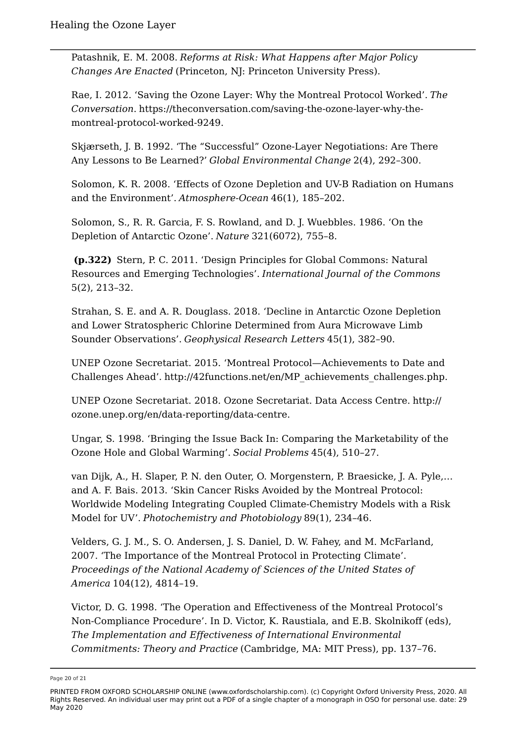Patashnik, E. M. 2008. *Reforms at Risk: What Happens after Major Policy Changes Are Enacted* (Princeton, NJ: Princeton University Press).

Rae, I. 2012. 'Saving the Ozone Layer: Why the Montreal Protocol Worked'. *The Conversation*. https://theconversation.com/saving-the-ozone-layer-why-the-montreal-protocol-worked-9249.

Skjærseth, J. B. 1992. 'The "Successful" Ozone-Layer Negotiations: Are There Any Lessons to Be Learned?' *Global Environmental Change* 2(4), 292–300.

Solomon, K. R. 2008. 'Effects of Ozone Depletion and UV-B Radiation on Humans and the Environment'. *Atmosphere-Ocean* 46(1), 185–202.

Solomon, S., R. R. Garcia, F. S. Rowland, and D. J. Wuebbles. 1986. 'On the Depletion of Antarctic Ozone'. *Nature* 321(6072), 755–8.

**(p.322)** Stern, P. C. 2011. 'Design Principles for Global Commons: Natural Resources and Emerging Technologies'. *International Journal of the Commons* 5(2), 213–32.

Strahan, S. E. and A. R. Douglass. 2018. 'Decline in Antarctic Ozone Depletion and Lower Stratospheric Chlorine Determined from Aura Microwave Limb Sounder Observations'. *Geophysical Research Letters* 45(1), 382–90.

UNEP Ozone Secretariat. 2015. 'Montreal Protocol—Achievements to Date and Challenges Ahead'. http://42functions.net/en/MP_achievements_challenges.php.

UNEP Ozone Secretariat. 2018. Ozone Secretariat. Data Access Centre. http://ozone.unep.org/en/data-reporting/data-centre.

Ungar, S. 1998. 'Bringing the Issue Back In: Comparing the Marketability of the Ozone Hole and Global Warming'. *Social Problems* 45(4), 510–27.

van Dijk, A., H. Slaper, P. N. den Outer, O. Morgenstern, P. Braesicke, J. A. Pyle,… and A. F. Bais. 2013. 'Skin Cancer Risks Avoided by the Montreal Protocol: Worldwide Modeling Integrating Coupled Climate-Chemistry Models with a Risk Model for UV'. *Photochemistry and Photobiology* 89(1), 234–46.

Velders, G. J. M., S. O. Andersen, J. S. Daniel, D. W. Fahey, and M. McFarland, 2007. 'The Importance of the Montreal Protocol in Protecting Climate'. *Proceedings of the National Academy of Sciences of the United States of America* 104(12), 4814–19.

Victor, D. G. 1998. 'The Operation and Effectiveness of the Montreal Protocol's Non-Compliance Procedure'. In D. Victor, K. Raustiala, and E.B. Skolnikoff (eds), *The Implementation and Effectiveness of International Environmental Commitments: Theory and Practice* (Cambridge, MA: MIT Press), pp. 137–76.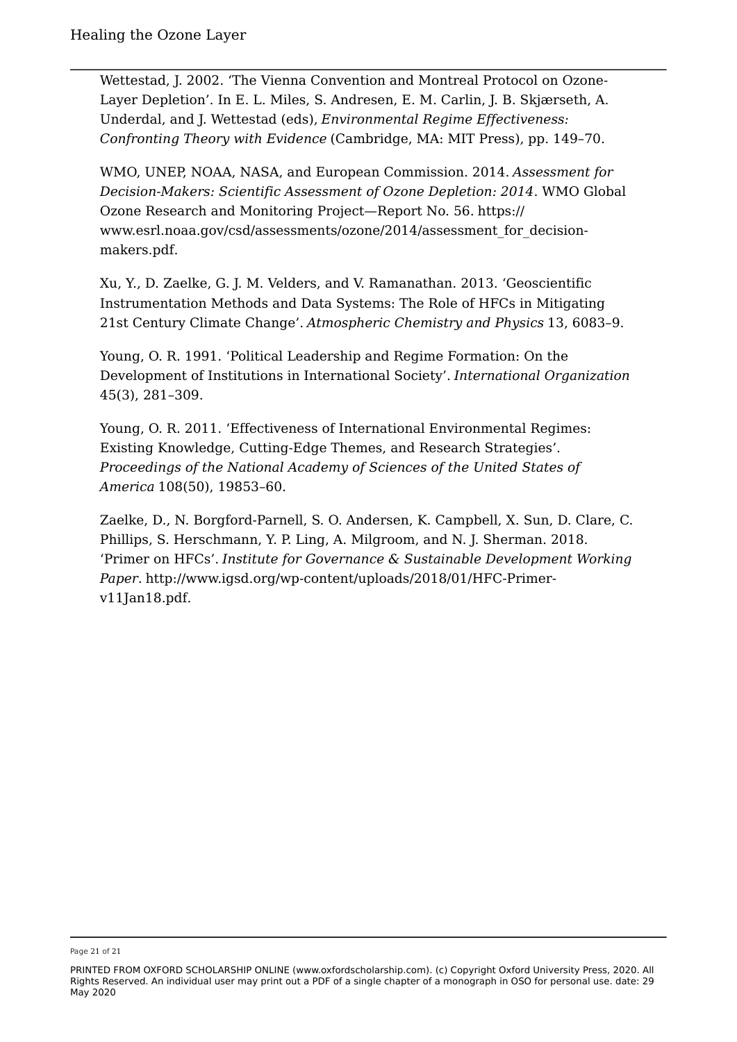Wettestad, J. 2002. ‘The Vienna Convention and Montreal Protocol on Ozone-Layer Depletion’. In E. L. Miles, S. Andresen, E. M. Carlin, J. B. Skjærseth, A. Underdal, and J. Wettestad (eds), *Environmental Regime Effectiveness: Confronting Theory with Evidence* (Cambridge, MA: MIT Press), pp. 149–70.

WMO, UNEP, NOAA, NASA, and European Commission. 2014. *Assessment for Decision-Makers: Scientific Assessment of Ozone Depletion: 2014*. WMO Global Ozone Research and Monitoring Project—Report No. 56. https://www.esrl.noaa.gov/csd/assessments/ozone/2014/assessment_for_decision-makers.pdf.

Xu, Y., D. Zaelke, G. J. M. Velders, and V. Ramanathan. 2013. ‘Geoscientific Instrumentation Methods and Data Systems: The Role of HFCs in Mitigating 21st Century Climate Change’. *Atmospheric Chemistry and Physics* 13, 6083–9.

Young, O. R. 1991. ‘Political Leadership and Regime Formation: On the Development of Institutions in International Society’. *International Organization* 45(3), 281–309.

Young, O. R. 2011. ‘Effectiveness of International Environmental Regimes: Existing Knowledge, Cutting-Edge Themes, and Research Strategies’. *Proceedings of the National Academy of Sciences of the United States of America* 108(50), 19853–60.

Zaelke, D., N. Borgford-Parnell, S. O. Andersen, K. Campbell, X. Sun, D. Clare, C. Phillips, S. Herschmann, Y. P. Ling, A. Milgroom, and N. J. Sherman. 2018. ‘Primer on HFCs’. *Institute for Governance & Sustainable Development Working Paper*. http://www.igsd.org/wp-content/uploads/2018/01/HFC-Primer-v11Jan18.pdf.